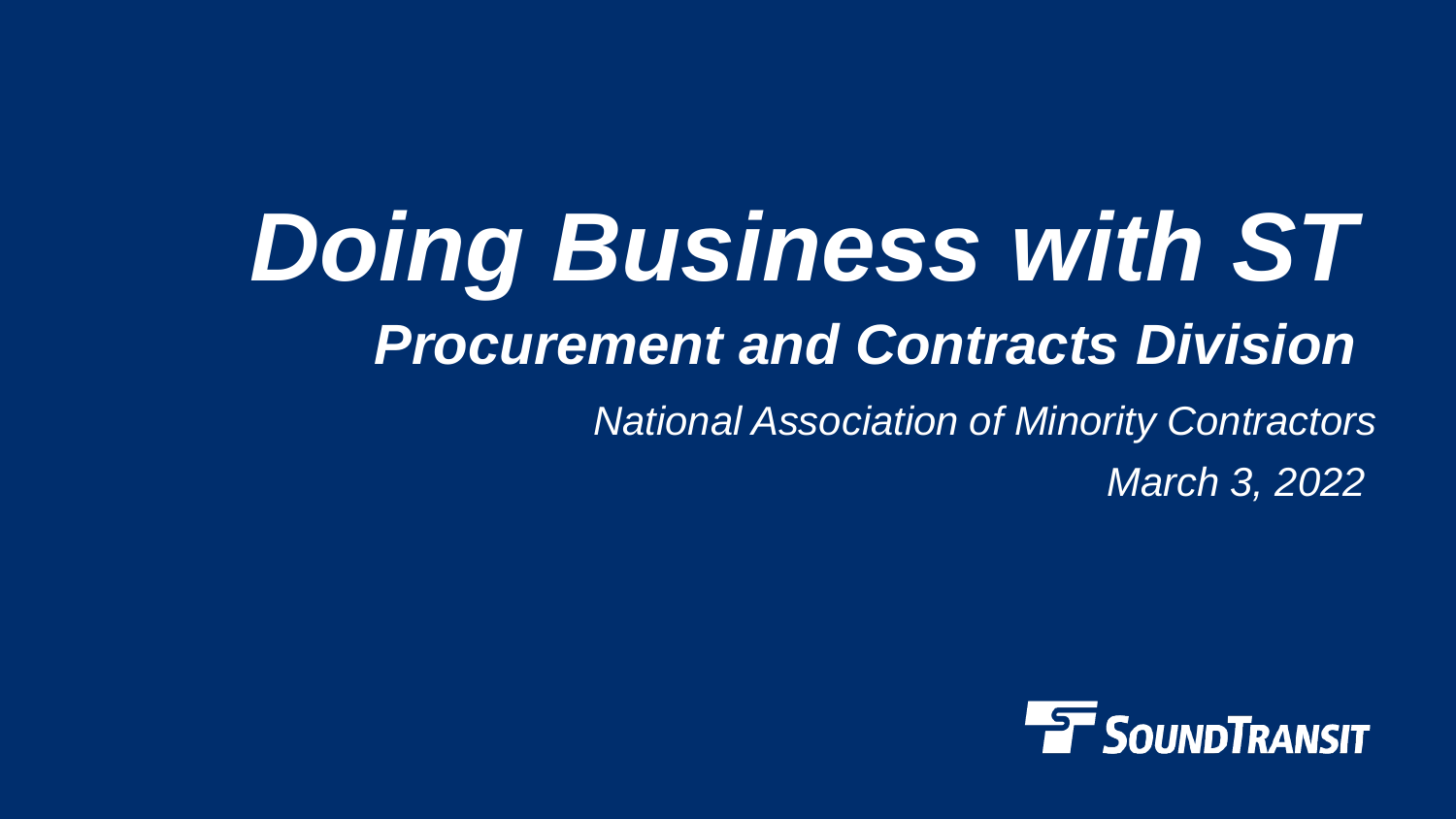# *Doing Business with ST*

## *Procurement and Contracts Division*

*National Association of Minority Contractors*

*March 3, 2022*

SOUNDTRANSIT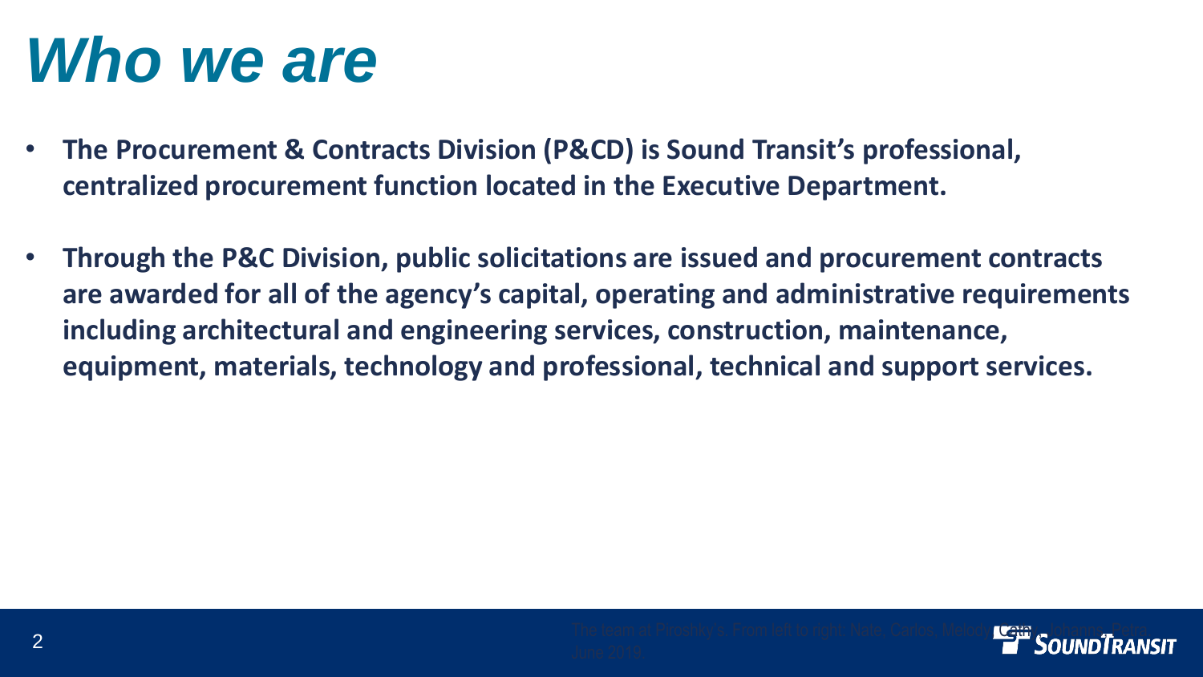# Who we are

- **The Procurement & Contracts Division (P&CD) is Sound Transit's professional, centralized procurement function located in the Executive Department.**
- **Through the P&C Division, public solicitations are issued and procurement contracts are awarded for all of the agency's capital, operating and administrative requirements including architectural and engineering services, construction, maintenance, equipment, materials, technology and professional, technical and support services.**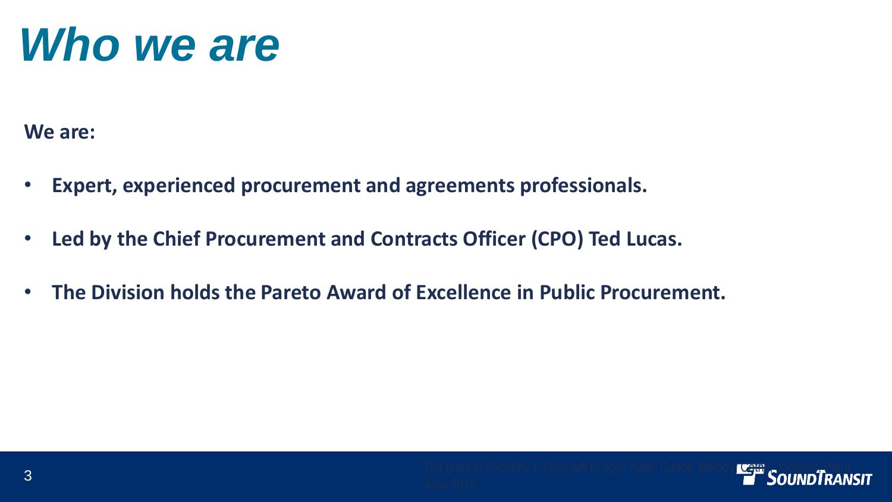# *Who we are*

**We are:**

- **Expert, experienced procurement and agreements professionals.**
- **Led by the Chief Procurement and Contracts Officer (CPO) Ted Lucas.**
- **The Division holds the Pareto Award of Excellence in Public Procurement.**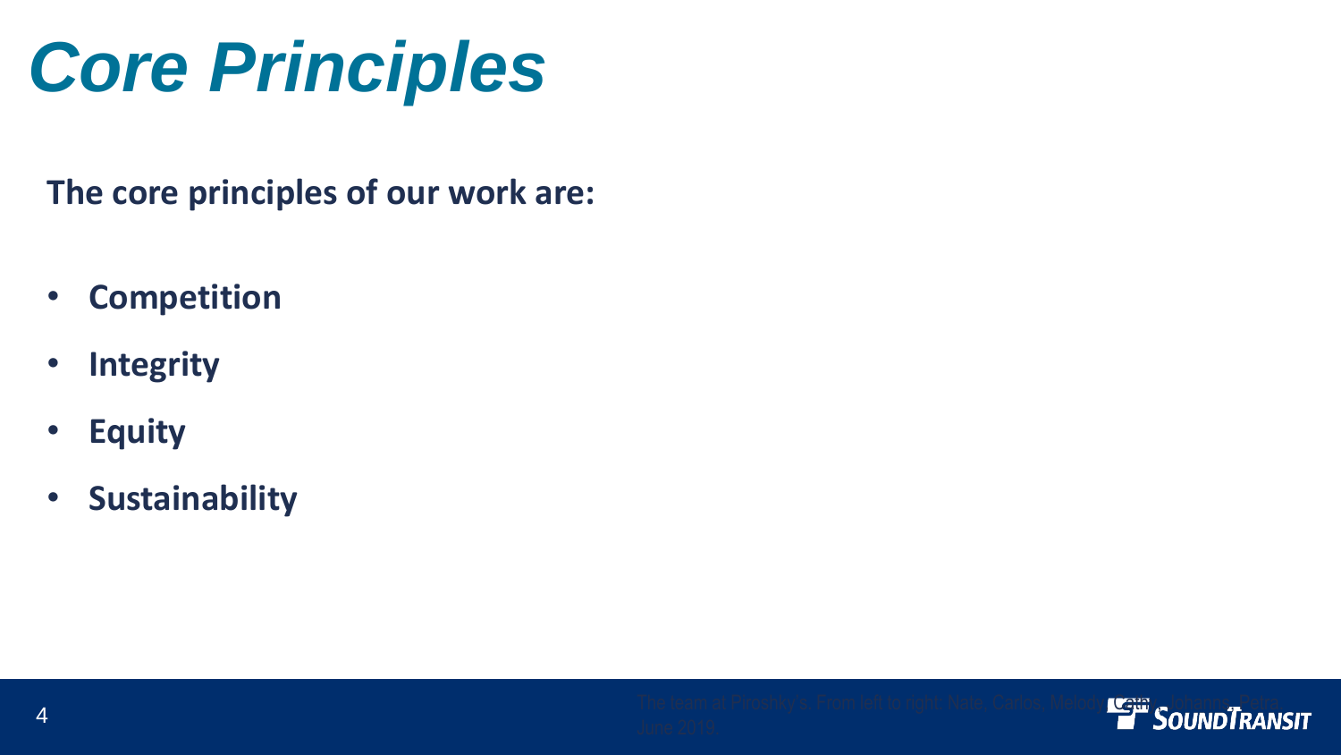# *Core Principles*

**The core principles of our work are:**

- **Competition**
- **Integrity**
- **Equity**
- **Sustainability**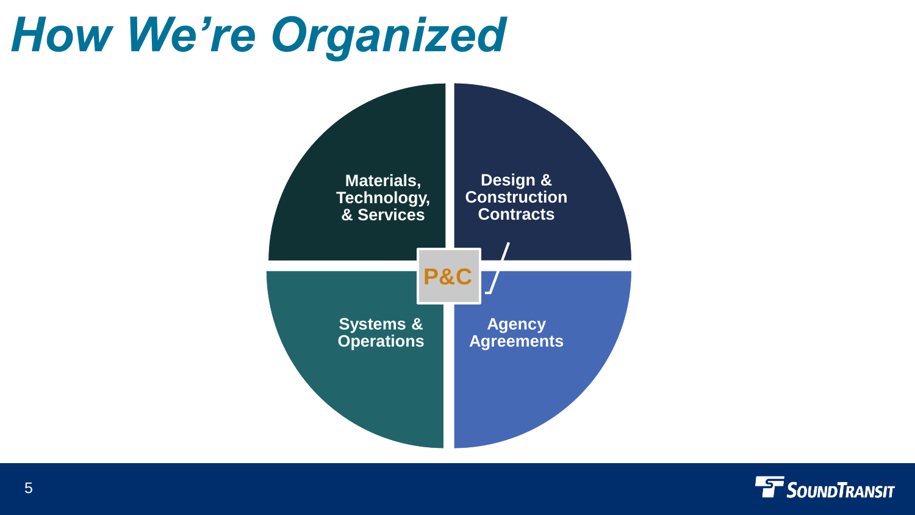# How We're Organized

Materials, Technology, & Services

Design & Construction Contracts

P&C

Systems & Operations

Agency Agreements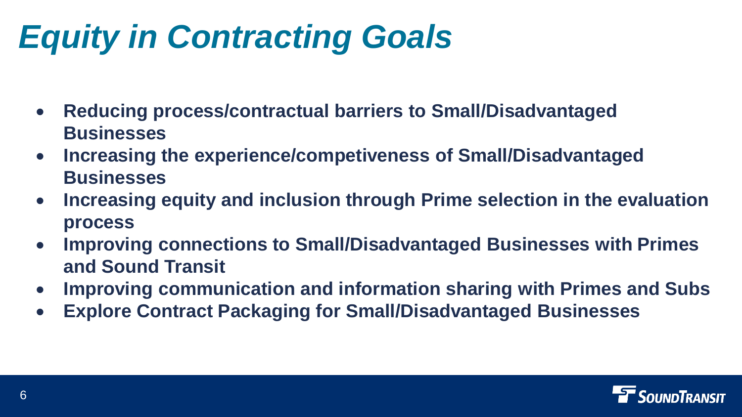# *Equity in Contracting Goals*

- **Reducing process/contractual barriers to Small/Disadvantaged Businesses**
- **Increasing the experience/competiveness of Small/Disadvantaged Businesses**
- **Increasing equity and inclusion through Prime selection in the evaluation process**
- **Improving connections to Small/Disadvantaged Businesses with Primes and Sound Transit**
- **Improving communication and information sharing with Primes and Subs**
- **Explore Contract Packaging for Small/Disadvantaged Businesses**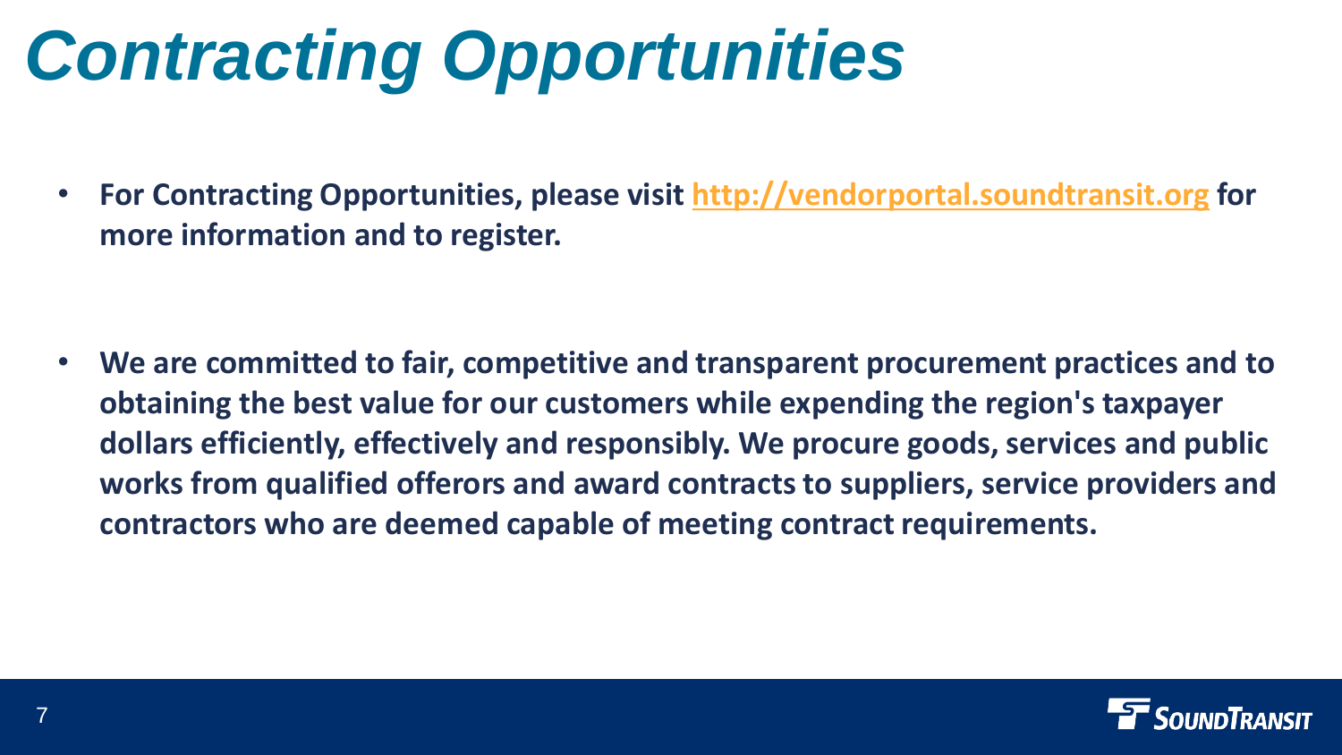# *Contracting Opportunities*

- **For Contracting Opportunities, please visit [http://vendorportal.soundtransit.org](http://vendorportal.soundtransit.org) for more information and to register.**

- **We are committed to fair, competitive and transparent procurement practices and to obtaining the best value for our customers while expending the region's taxpayer dollars efficiently, effectively and responsibly. We procure goods, services and public works from qualified offerors and award contracts to suppliers, service providers and contractors who are deemed capable of meeting contract requirements.**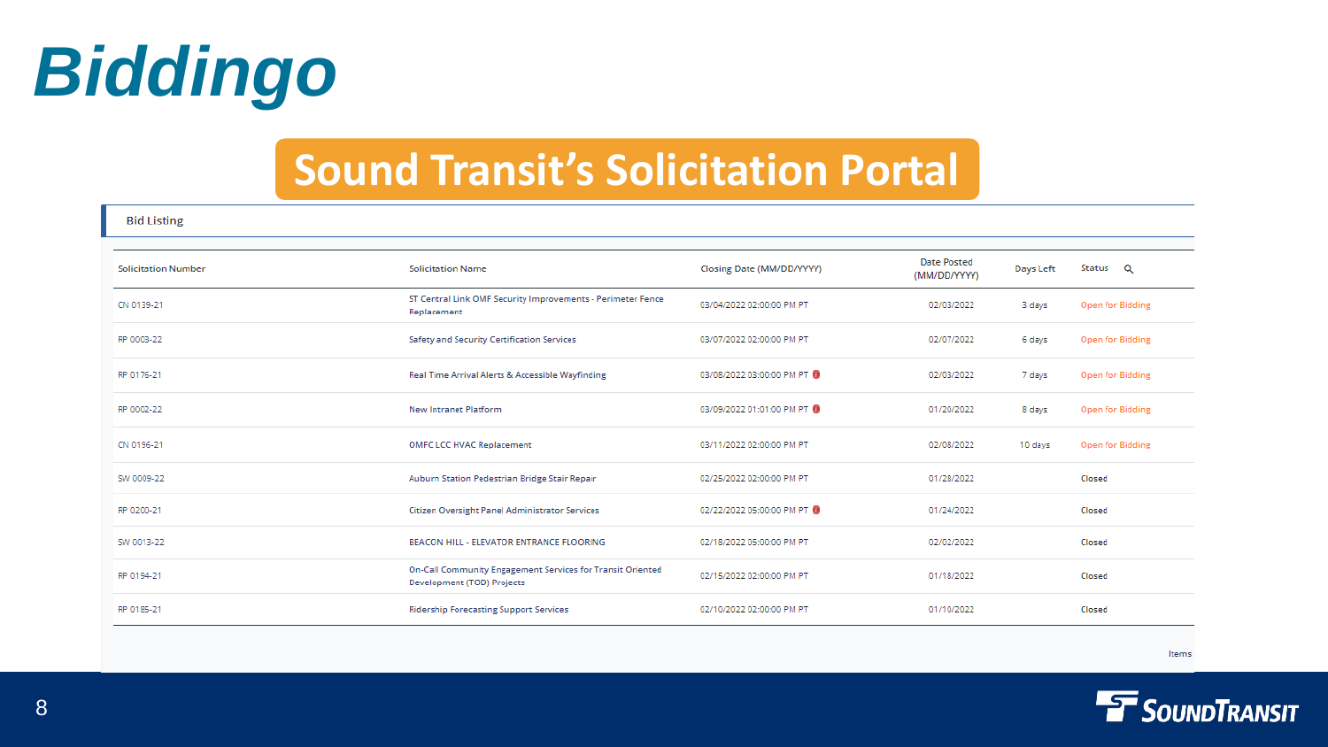# Biddingo

## Sound Transit's Solicitation Portal

**Bid Listing**

| Solicitation Number | Solicitation Name | Closing Date (MM/DD/YYYY) | Date Posted (MM/DD/YYYY) | Days Left | Status |
|---|---|---|---|---|---|
| CN 0139-21 | ST Central Link OMF Security Improvements - Perimeter Fence Replacement | 03/04/2022 02:00:00 PM PT | 02/03/2022 | 3 days | Open for Bidding |
| RP 0003-22 | Safety and Security Certification Services | 03/07/2022 02:00:00 PM PT | 02/07/2022 | 6 days | Open for Bidding |
| RP 0176-21 | Real Time Arrival Alerts & Accessible Wayfinding | 03/08/2022 03:00:00 PM PT | 02/03/2022 | 7 days | Open for Bidding |
| RP 0002-22 | New Intranet Platform | 03/09/2022 01:01:00 PM PT | 01/20/2022 | 8 days | Open for Bidding |
| CN 0196-21 | OMFC LCC HVAC Replacement | 03/11/2022 02:00:00 PM PT | 02/08/2022 | 10 days | Open for Bidding |
| SW 0009-22 | Auburn Station Pedestrian Bridge Stair Repair | 02/25/2022 02:00:00 PM PT | 01/28/2022 | | Closed |
| RP 0200-21 | Citizen Oversight Panel Administrator Services | 02/22/2022 05:00:00 PM PT | 01/24/2022 | | Closed |
| SW 0013-22 | BEACON HILL - ELEVATOR ENTRANCE FLOORING | 02/18/2022 05:00:00 PM PT | 02/02/2022 | | Closed |
| RP 0194-21 | On-Call Community Engagement Services for Transit Oriented Development (TOD) Projects | 02/15/2022 02:00:00 PM PT | 01/18/2022 | | Closed |
| RP 0185-21 | Ridership Forecasting Support Services | 02/10/2022 02:00:00 PM PT | 01/10/2022 | | Closed |

Items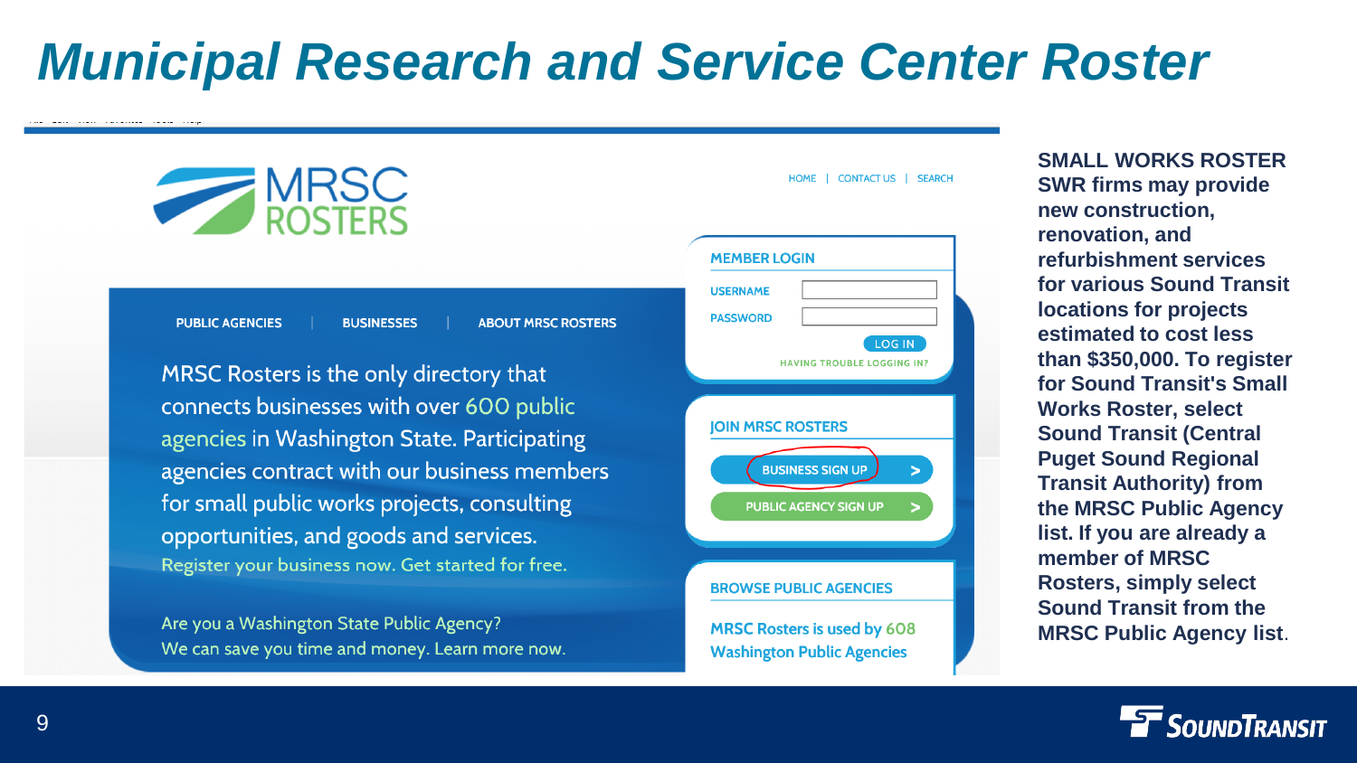# Municipal Research and Service Center Roster

MRSC ROSTERS

HOME | CONTACT US | SEARCH

PUBLIC AGENCIES | BUSINESSES | ABOUT MRSC ROSTERS

MRSC Rosters is the only directory that connects businesses with over 600 public agencies in Washington State. Participating agencies contract with our business members for small public works projects, consulting opportunities, and goods and services.
Register your business now. Get started for free.

Are you a Washington State Public Agency?
We can save you time and money. Learn more now.

**MEMBER LOGIN**

USERNAME

PASSWORD

LOG IN

HAVING TROUBLE LOGGING IN?

**JOIN MRSC ROSTERS**

BUSINESS SIGN UP >

PUBLIC AGENCY SIGN UP >

**BROWSE PUBLIC AGENCIES**

MRSC Rosters is used by 608 Washington Public Agencies

**SMALL WORKS ROSTER SWR firms may provide new construction, renovation, and refurbishment services for various Sound Transit locations for projects estimated to cost less than $350,000. To register for Sound Transit's Small Works Roster, select Sound Transit (Central Puget Sound Regional Transit Authority) from the MRSC Public Agency list. If you are already a member of MRSC Rosters, simply select Sound Transit from the MRSC Public Agency list**.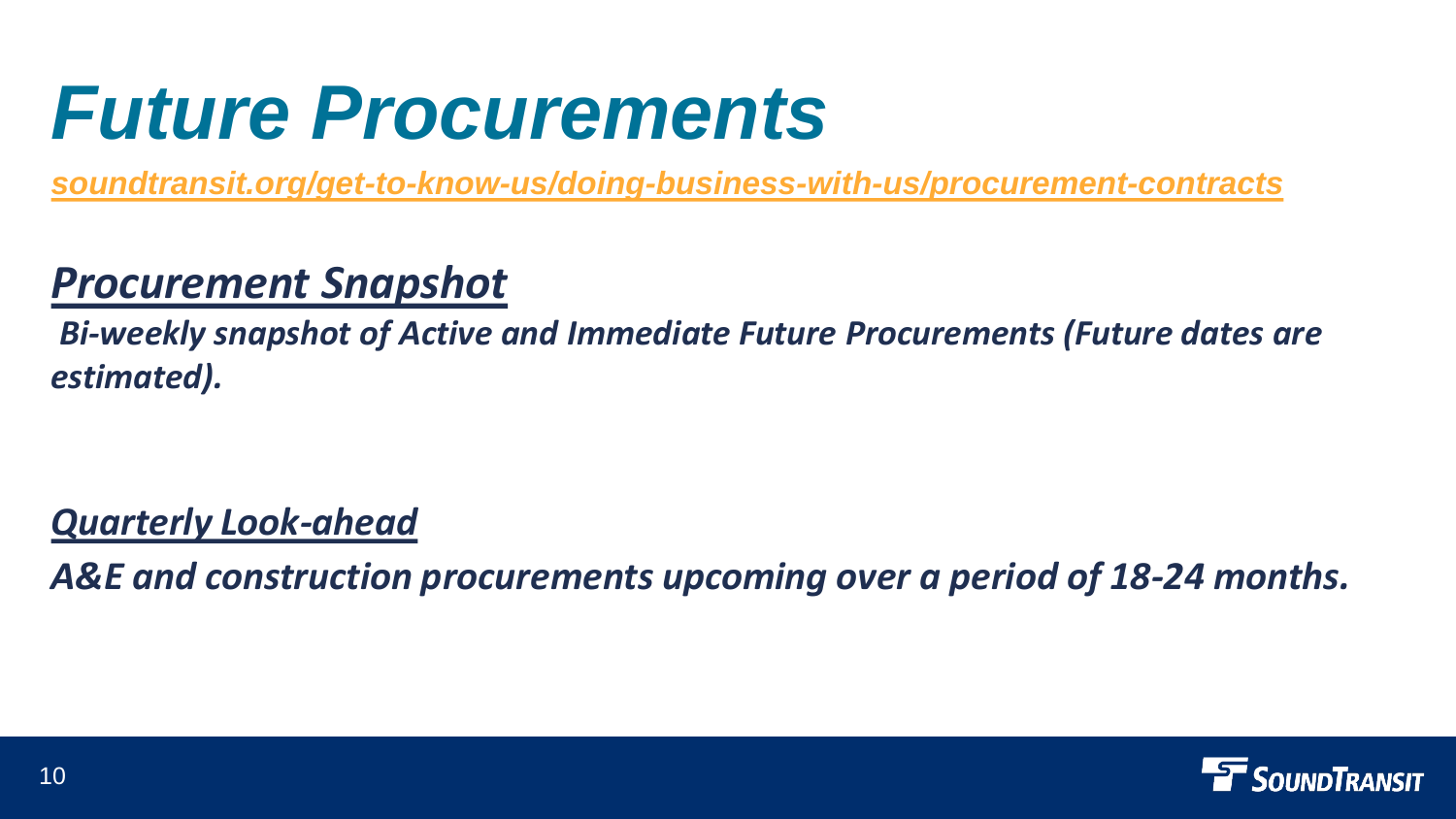# Future Procurements

*[soundtransit.org/get-to-know-us/doing-business-with-us/procurement-contracts](https://soundtransit.org/get-to-know-us/doing-business-with-us/procurement-contracts)*

## *Procurement Snapshot*

***Bi-weekly snapshot of Active and Immediate Future Procurements (Future dates are estimated).***

## *Quarterly Look-ahead*

***A&E and construction procurements upcoming over a period of 18-24 months.***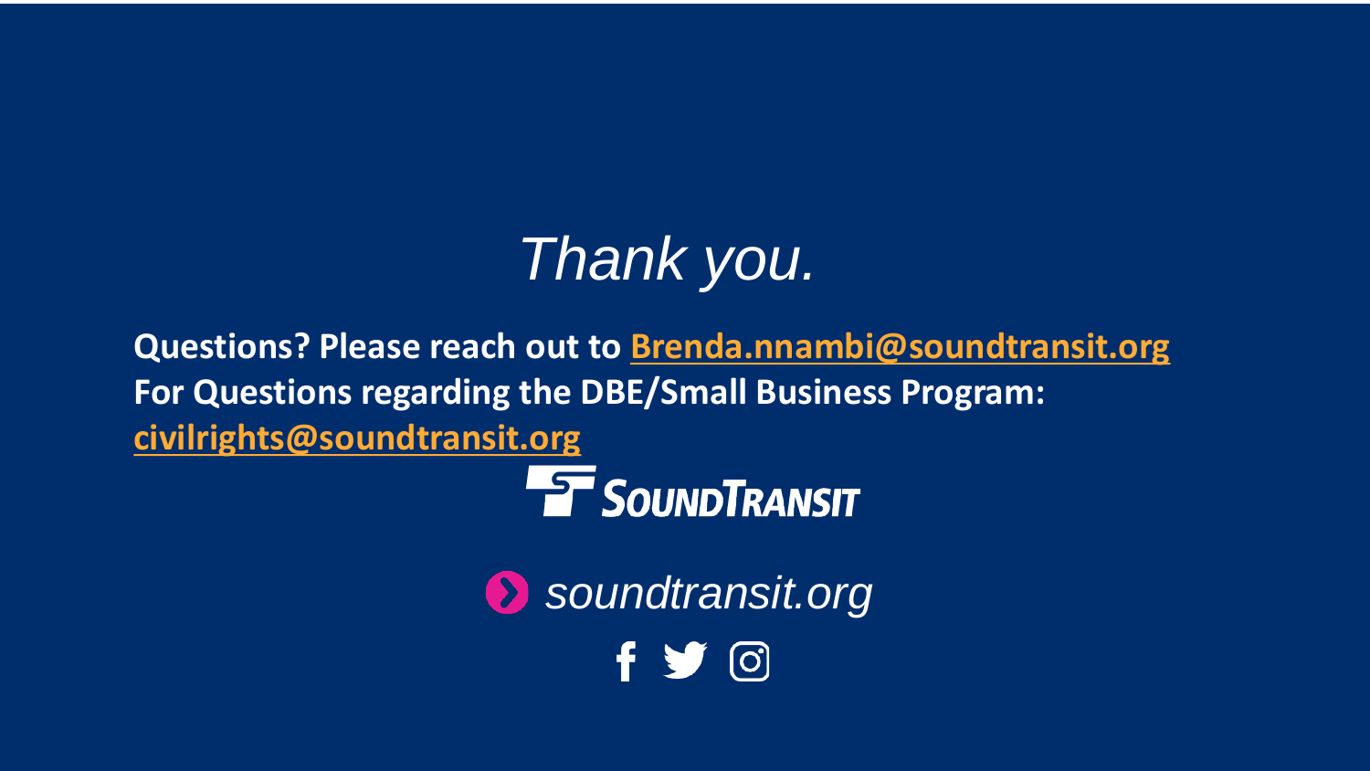# *Thank you.*

**Questions? Please reach out to Brenda.nnambi@soundtransit.org**
**For Questions regarding the DBE/Small Business Program: civilrights@soundtransit.org**

SOUNDTRANSIT

*soundtransit.org*